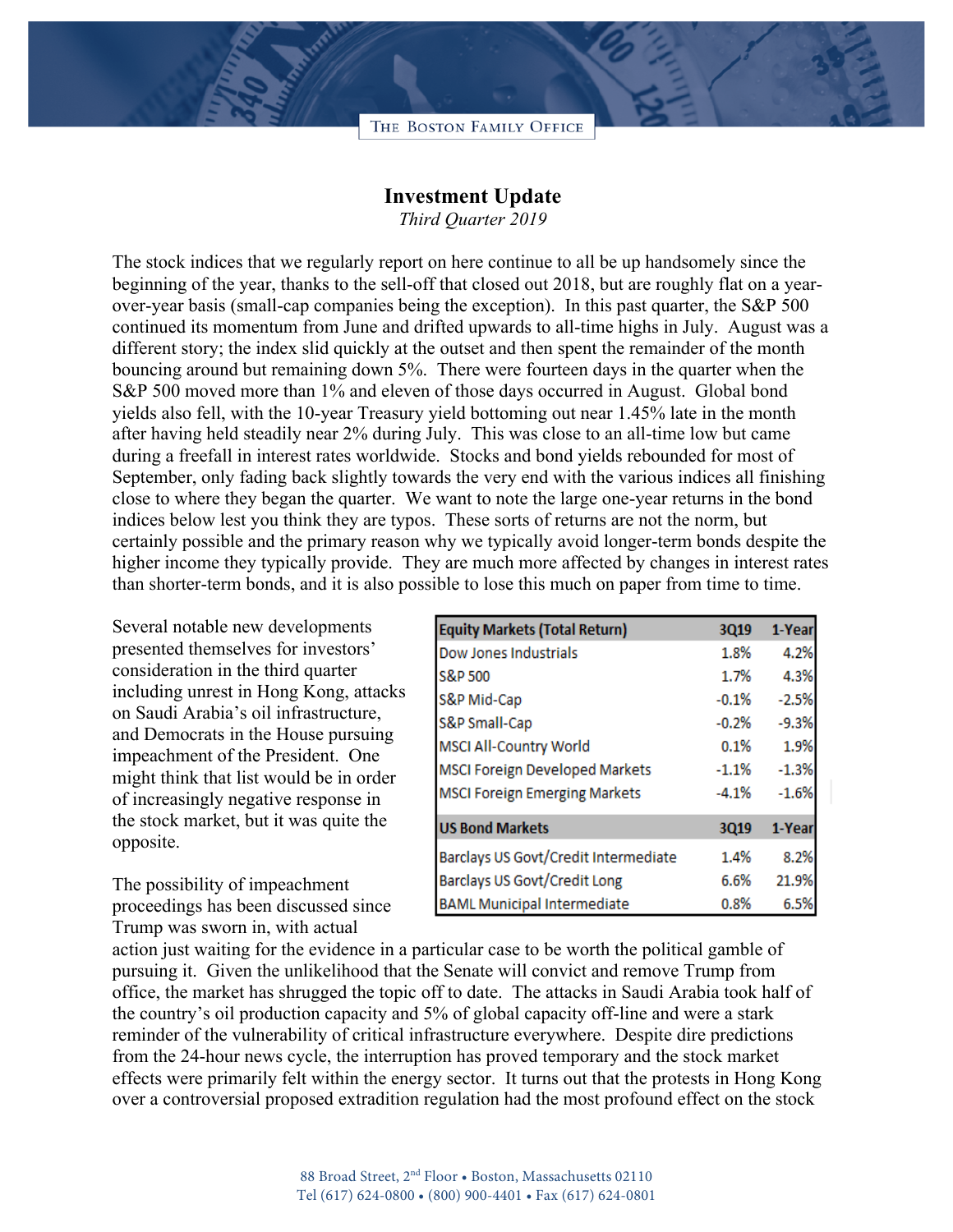# Investment Update

*Third Quarter 2019*

The stock indices that we regularly report on here continue to all be up handsomely since the beginning of the year, thanks to the sell-off that closed out 2018, but are roughly flat on a year-over-year basis (small-cap companies being the exception). In this past quarter, the S&P 500 continued its momentum from June and drifted upwards to all-time highs in July. August was a different story; the index slid quickly at the outset and then spent the remainder of the month bouncing around but remaining down 5%. There were fourteen days in the quarter when the S&P 500 moved more than 1% and eleven of those days occurred in August. Global bond yields also fell, with the 10-year Treasury yield bottoming out near 1.45% late in the month after having held steadily near 2% during July. This was close to an all-time low but came during a freefall in interest rates worldwide. Stocks and bond yields rebounded for most of September, only fading back slightly towards the very end with the various indices all finishing close to where they began the quarter. We want to note the large one-year returns in the bond indices below lest you think they are typos. These sorts of returns are not the norm, but certainly possible and the primary reason why we typically avoid longer-term bonds despite the higher income they typically provide. They are much more affected by changes in interest rates than shorter-term bonds, and it is also possible to lose this much on paper from time to time.

| Equity Markets (Total Return) | 3Q19 | 1-Year |
|---|---|---|
| Dow Jones Industrials | 1.8% | 4.2% |
| S&P 500 | 1.7% | 4.3% |
| S&P Mid-Cap | -0.1% | -2.5% |
| S&P Small-Cap | -0.2% | -9.3% |
| MSCI All-Country World | 0.1% | 1.9% |
| MSCI Foreign Developed Markets | -1.1% | -1.3% |
| MSCI Foreign Emerging Markets | -4.1% | -1.6% |
| **US Bond Markets** | **3Q19** | **1-Year** |
| Barclays US Govt/Credit Intermediate | 1.4% | 8.2% |
| Barclays US Govt/Credit Long | 6.6% | 21.9% |
| BAML Municipal Intermediate | 0.8% | 6.5% |

Several notable new developments presented themselves for investors' consideration in the third quarter including unrest in Hong Kong, attacks on Saudi Arabia's oil infrastructure, and Democrats in the House pursuing impeachment of the President. One might think that list would be in order of increasingly negative response in the stock market, but it was quite the opposite.

The possibility of impeachment proceedings has been discussed since Trump was sworn in, with actual action just waiting for the evidence in a particular case to be worth the political gamble of pursuing it. Given the unlikelihood that the Senate will convict and remove Trump from office, the market has shrugged the topic off to date. The attacks in Saudi Arabia took half of the country's oil production capacity and 5% of global capacity off-line and were a stark reminder of the vulnerability of critical infrastructure everywhere. Despite dire predictions from the 24-hour news cycle, the interruption has proved temporary and the stock market effects were primarily felt within the energy sector. It turns out that the protests in Hong Kong over a controversial proposed extradition regulation had the most profound effect on the stock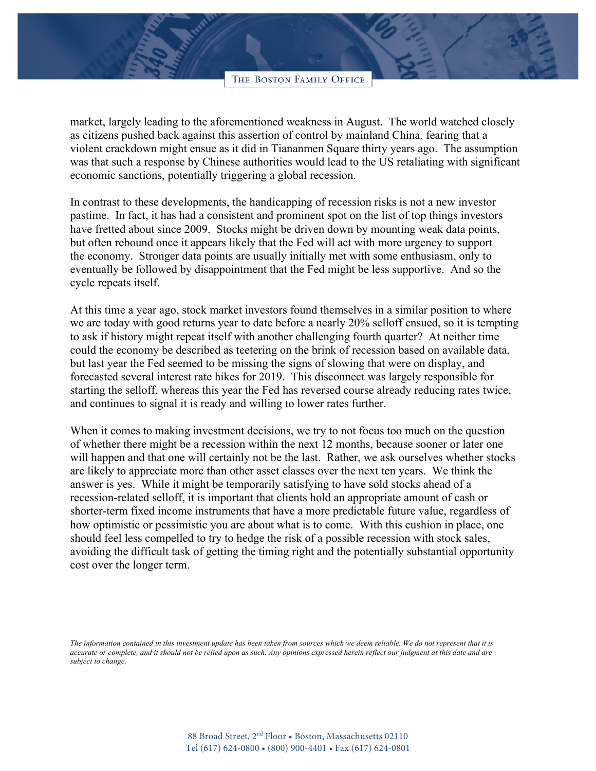market, largely leading to the aforementioned weakness in August. The world watched closely as citizens pushed back against this assertion of control by mainland China, fearing that a violent crackdown might ensue as it did in Tiananmen Square thirty years ago. The assumption was that such a response by Chinese authorities would lead to the US retaliating with significant economic sanctions, potentially triggering a global recession.

In contrast to these developments, the handicapping of recession risks is not a new investor pastime. In fact, it has had a consistent and prominent spot on the list of top things investors have fretted about since 2009. Stocks might be driven down by mounting weak data points, but often rebound once it appears likely that the Fed will act with more urgency to support the economy. Stronger data points are usually initially met with some enthusiasm, only to eventually be followed by disappointment that the Fed might be less supportive. And so the cycle repeats itself.

At this time a year ago, stock market investors found themselves in a similar position to where we are today with good returns year to date before a nearly 20% selloff ensued, so it is tempting to ask if history might repeat itself with another challenging fourth quarter? At neither time could the economy be described as teetering on the brink of recession based on available data, but last year the Fed seemed to be missing the signs of slowing that were on display, and forecasted several interest rate hikes for 2019. This disconnect was largely responsible for starting the selloff, whereas this year the Fed has reversed course already reducing rates twice, and continues to signal it is ready and willing to lower rates further.

When it comes to making investment decisions, we try to not focus too much on the question of whether there might be a recession within the next 12 months, because sooner or later one will happen and that one will certainly not be the last. Rather, we ask ourselves whether stocks are likely to appreciate more than other asset classes over the next ten years. We think the answer is yes. While it might be temporarily satisfying to have sold stocks ahead of a recession-related selloff, it is important that clients hold an appropriate amount of cash or shorter-term fixed income instruments that have a more predictable future value, regardless of how optimistic or pessimistic you are about what is to come. With this cushion in place, one should feel less compelled to try to hedge the risk of a possible recession with stock sales, avoiding the difficult task of getting the timing right and the potentially substantial opportunity cost over the longer term.

*The information contained in this investment update has been taken from sources which we deem reliable. We do not represent that it is accurate or complete, and it should not be relied upon as such. Any opinions expressed herein reflect our judgment at this date and are subject to change.*